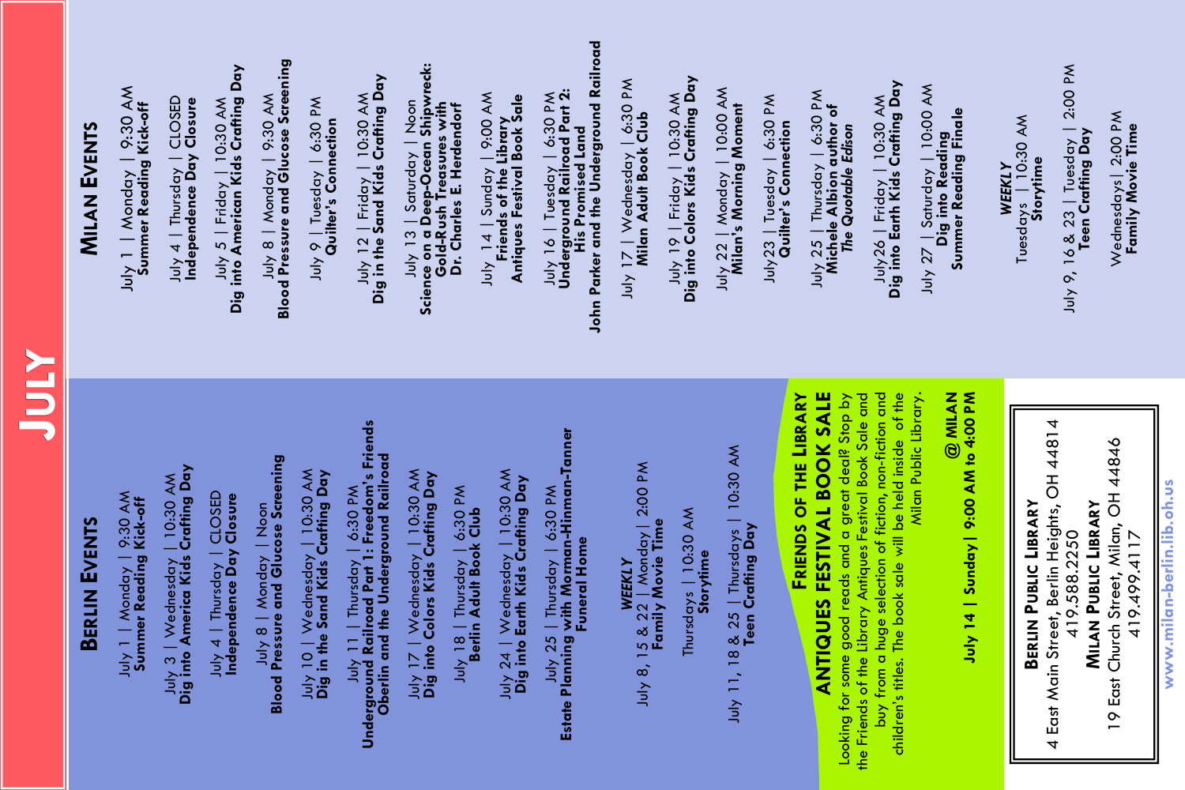# JULY

## Berlin Events

July 1 | Monday | 9:30 AM
**Summer Reading Kick-off**

July 3 | Wednesday | 10:30 AM
**Dig into America Kids Crafting Day**

July 4 | Thursday | CLOSED
**Independence Day Closure**

July 8 | Monday | Noon
**Blood Pressure and Glucose Screening**

July 10 | Wednesday | 10:30 AM
**Dig in the Sand Kids Crafting Day**

July 11 | Thursday | 6:30 PM
**Underground Railroad Part 1: Freedom's Friends Oberlin and the Underground Railroad**

July 17 | Wednesday | 10:30 AM
**Dig into Colors Kids Crafting Day**

July 18 | Thursday | 6:30 PM
**Berlin Adult Book Club**

July 24 | Wednesday | 10:30 AM
**Dig into Earth Kids Crafting Day**

July 25 | Thursday | 6:30 PM
**Estate Planning with Morman-Hinman-Tanner Funeral Home**

***WEEKLY***

July 8, 15 & 22 | Monday | 2:00 PM
**Family Movie Time**

Thursdays | 10:30 AM
**Storytime**

July 11, 18 & 25 | Thursdays | 10:30 AM
**Teen Crafting Day**

## Friends of the Library Antiques Festival Book Sale

Looking for some good reads and a great deal? Stop by the Friends of the Library Antiques Festival Book Sale and buy from a huge selection of fiction, non-fiction and children's titles. The book sale will be held inside of the Milan Public Library.

**@ MILAN**
**July 14 | Sunday | 9:00 AM to 4:00 PM**

## Milan Events

July 1 | Monday | 9:30 AM
**Summer Reading Kick-off**

July 4 | Thursday | CLOSED
**Independence Day Closure**

July 5 | Friday | 10:30 AM
**Dig into American Kids Crafting Day**

July 8 | Monday | 9:30 AM
**Blood Pressure and Glucose Screening**

July 9 | Tuesday | 6:30 PM
**Quilter's Connection**

July 12 | Friday | 10:30 AM
**Dig in the Sand Kids Crafting Day**

July 13 | Saturday | Noon
**Science on a Deep-Ocean Shipwreck: Gold-Rush Treasures with Dr. Charles E. Herdendorf**

July 14 | Sunday | 9:00 AM
**Friends of the Library Antiques Festival Book Sale**

July 16 | Tuesday | 6:30 PM
**Underground Railroad Part 2: His Promised Land John Parker and the Underground Railroad**

July 17 | Wednesday | 6:30 PM
**Milan Adult Book Club**

July 19 | Friday | 10:30 AM
**Dig into Colors Kids Crafting Day**

July 22 | Monday | 10:00 AM
**Milan's Morning Moment**

July 23 | Tuesday | 6:30 PM
**Quilter's Connection**

July 25 | Thursday | 6:30 PM
**Michele Albion author of *The Quotable Edison***

July 26 | Friday | 10:30 AM
**Dig into Earth Kids Crafting Day**

July 27 | Saturday | 10:00 AM
**Dig into Reading Summer Reading Finale**

***WEEKLY***

Tuesdays | 10:30 AM
**Storytime**

July 9, 16 & 23 | Tuesday | 2:00 PM
**Teen Crafting Day**

Wednesdays | 2:00 PM
**Family Movie Time**

---

**Berlin Public Library**
4 East Main Street, Berlin Heights, OH 44814
419.588.2250

**Milan Public Library**
19 East Church Street, Milan, OH 44846
419.499.4117

www.milan-berlin.lib.oh.us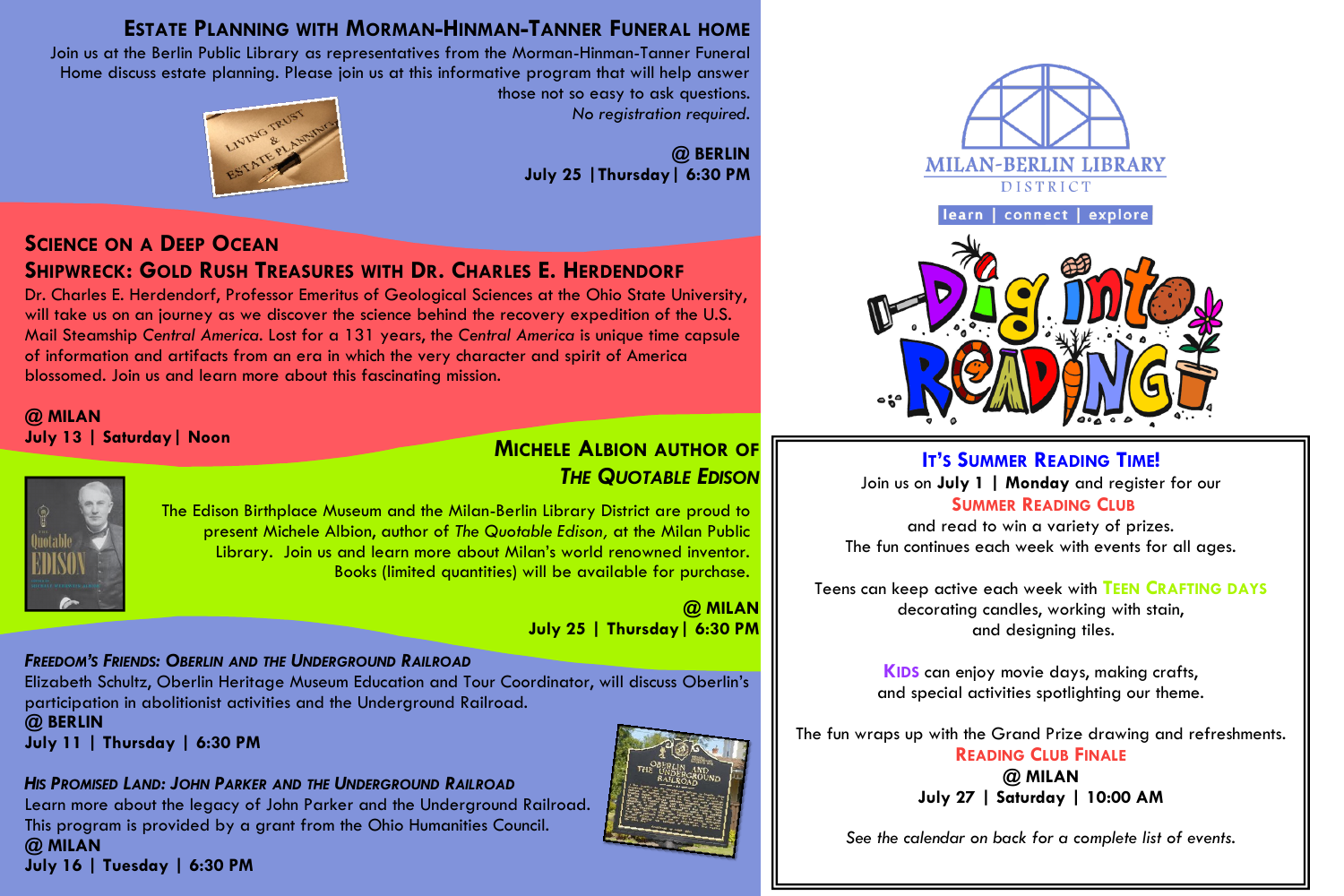## Estate Planning with Morman-Hinman-Tanner Funeral Home

Join us at the Berlin Public Library as representatives from the Morman-Hinman-Tanner Funeral Home discuss estate planning. Please join us at this informative program that will help answer those not so easy to ask questions.

*No registration required.*

**@ BERLIN**
**July 25 | Thursday | 6:30 PM**

## Science on a Deep Ocean Shipwreck: Gold Rush Treasures with Dr. Charles E. Herdendorf

Dr. Charles E. Herdendorf, Professor Emeritus of Geological Sciences at the Ohio State University, will take us on an journey as we discover the science behind the recovery expedition of the U.S. Mail Steamship *Central America*. Lost for a 131 years, the *Central America* is unique time capsule of information and artifacts from an era in which the very character and spirit of America blossomed. Join us and learn more about this fascinating mission.

**@ MILAN**
**July 13 | Saturday | Noon**

## Michele Albion author of *The Quotable Edison*

The Edison Birthplace Museum and the Milan-Berlin Library District are proud to present Michele Albion, author of *The Quotable Edison,* at the Milan Public Library. Join us and learn more about Milan's world renowned inventor. Books (limited quantities) will be available for purchase.

**@ MILAN**
**July 25 | Thursday | 6:30 PM**

### *Freedom's Friends: Oberlin and the Underground Railroad*

Elizabeth Schultz, Oberlin Heritage Museum Education and Tour Coordinator, will discuss Oberlin's participation in abolitionist activities and the Underground Railroad.

**@ BERLIN**
**July 11 | Thursday | 6:30 PM**

### *His Promised Land: John Parker and the Underground Railroad*

Learn more about the legacy of John Parker and the Underground Railroad. This program is provided by a grant from the Ohio Humanities Council.

**@ MILAN**
**July 16 | Tuesday | 6:30 PM**

MILAN-BERLIN LIBRARY DISTRICT

learn | connect | explore

Dig into Reading!

## It's Summer Reading Time!

Join us on **July 1 | Monday** and register for our **Summer Reading Club** and read to win a variety of prizes. The fun continues each week with events for all ages.

Teens can keep active each week with **Teen Crafting Days** decorating candles, working with stain, and designing tiles.

**Kids** can enjoy movie days, making crafts, and special activities spotlighting our theme.

The fun wraps up with the Grand Prize drawing and refreshments.

**Reading Club Finale**
**@ MILAN**
**July 27 | Saturday | 10:00 AM**

*See the calendar on back for a complete list of events.*